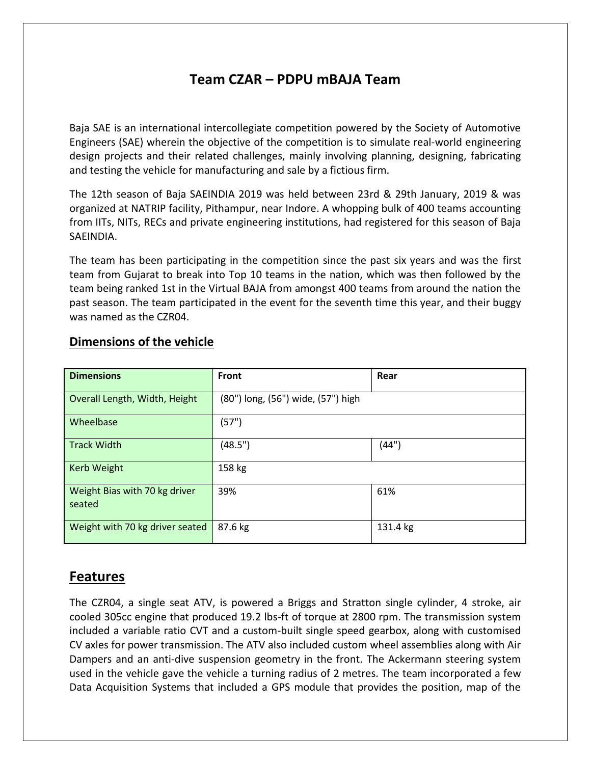# Team CZAR – PDPU mBAJA Team

Baja SAE is an international intercollegiate competition powered by the Society of Automotive Engineers (SAE) wherein the objective of the competition is to simulate real-world engineering design projects and their related challenges, mainly involving planning, designing, fabricating and testing the vehicle for manufacturing and sale by a fictious firm.

The 12th season of Baja SAEINDIA 2019 was held between 23rd & 29th January, 2019 & was organized at NATRIP facility, Pithampur, near Indore. A whopping bulk of 400 teams accounting from IITs, NITs, RECs and private engineering institutions, had registered for this season of Baja SAEINDIA.

The team has been participating in the competition since the past six years and was the first team from Gujarat to break into Top 10 teams in the nation, which was then followed by the team being ranked 1st in the Virtual BAJA from amongst 400 teams from around the nation the past season. The team participated in the event for the seventh time this year, and their buggy was named as the CZR04.

## Dimensions of the vehicle

| Dimensions | Front | Rear |
|---|---|---|
| Overall Length, Width, Height | (80") long, (56") wide, (57") high | |
| Wheelbase | (57") | |
| Track Width | (48.5") | (44") |
| Kerb Weight | 158 kg | |
| Weight Bias with 70 kg driver seated | 39% | 61% |
| Weight with 70 kg driver seated | 87.6 kg | 131.4 kg |

## Features

The CZR04, a single seat ATV, is powered a Briggs and Stratton single cylinder, 4 stroke, air cooled 305cc engine that produced 19.2 lbs-ft of torque at 2800 rpm. The transmission system included a variable ratio CVT and a custom-built single speed gearbox, along with customised CV axles for power transmission. The ATV also included custom wheel assemblies along with Air Dampers and an anti-dive suspension geometry in the front. The Ackermann steering system used in the vehicle gave the vehicle a turning radius of 2 metres. The team incorporated a few Data Acquisition Systems that included a GPS module that provides the position, map of the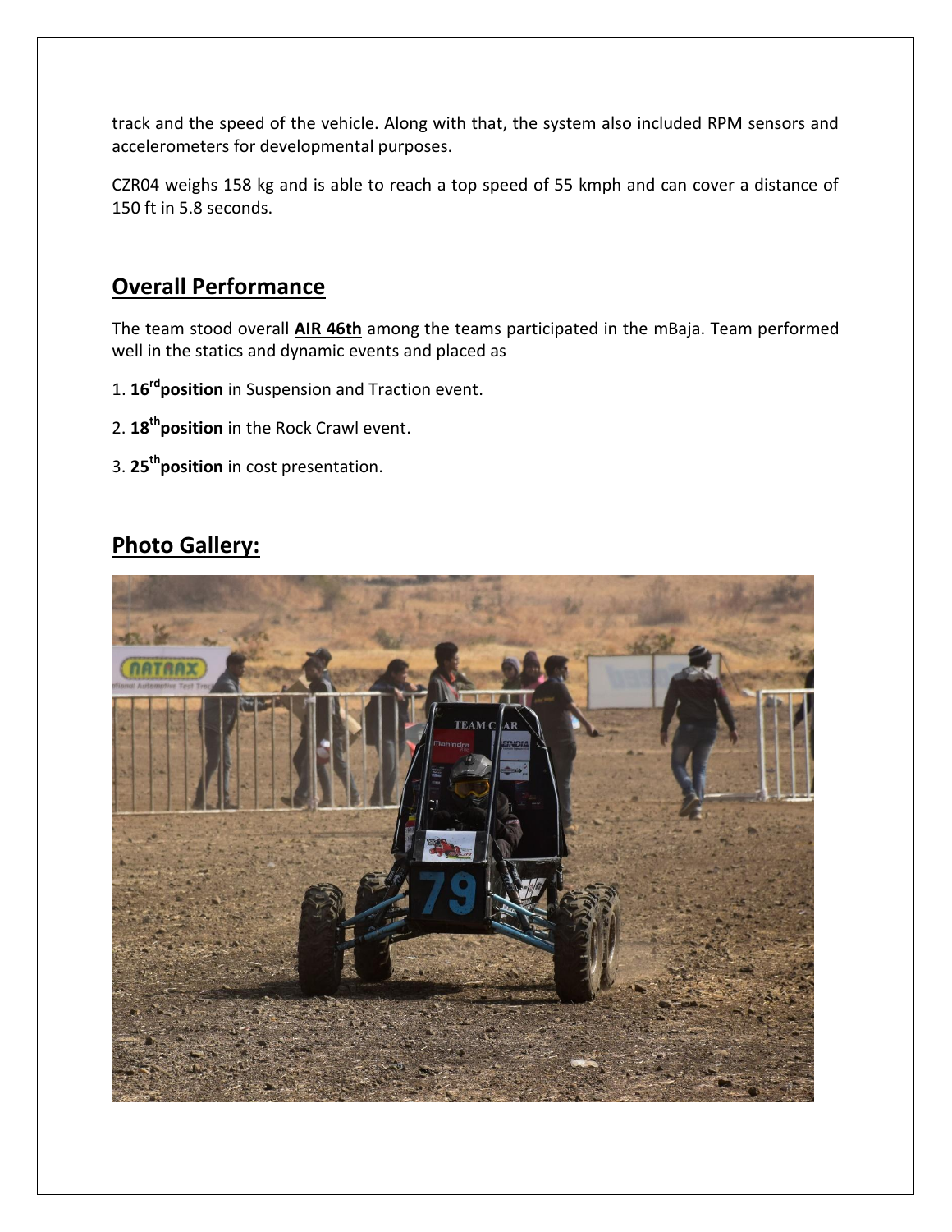track and the speed of the vehicle. Along with that, the system also included RPM sensors and accelerometers for developmental purposes.

CZR04 weighs 158 kg and is able to reach a top speed of 55 kmph and can cover a distance of 150 ft in 5.8 seconds.

## Overall Performance

The team stood overall **AIR 46th** among the teams participated in the mBaja. Team performed well in the statics and dynamic events and placed as

1. **16rd position** in Suspension and Traction event.

2. **18th position** in the Rock Crawl event.

3. **25th position** in cost presentation.

## Photo Gallery: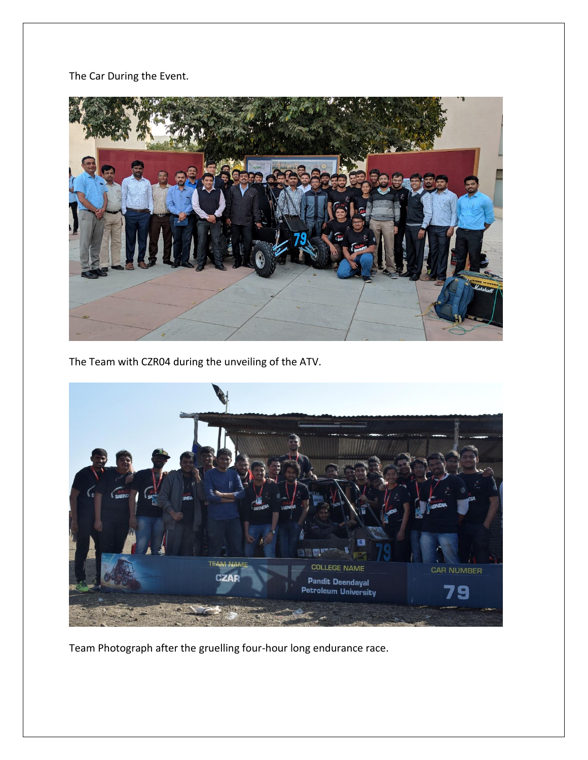The Car During the Event.

The Team with CZR04 during the unveiling of the ATV.

Team Photograph after the gruelling four-hour long endurance race.